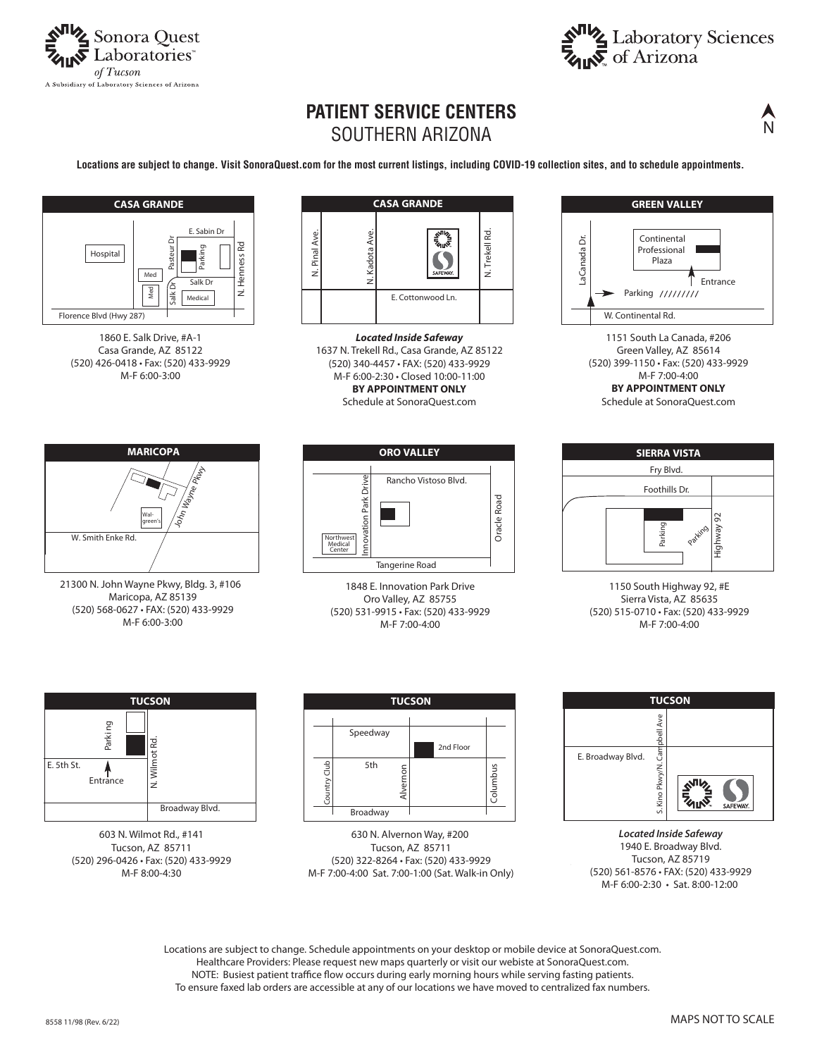Sonora Quest Laboratories™ of Tucson
A Subsidiary of Laboratory Sciences of Arizona

Laboratory Sciences of Arizona

# PATIENT SERVICE CENTERS
## SOUTHERN ARIZONA

**Locations are subject to change. Visit SonoraQuest.com for the most current listings, including COVID-19 collection sites, and to schedule appointments.**

### CASA GRANDE

Map labels: Hospital, Med, Med, Pasteur Dr, E. Sabin Dr, Parking, N. Henness Rd, Salk Dr, Salk Dr, Medical, Florence Blvd (Hwy 287)

1860 E. Salk Drive, #A-1
Casa Grande, AZ 85122
(520) 426-0418 • Fax: (520) 433-9929
M-F 6:00-3:00

### CASA GRANDE

Map labels: N. Pinal Ave., N. Kadota Ave., SAFEWAY, N. Trekell Rd., E. Cottonwood Ln.

***Located Inside Safeway***
1637 N. Trekell Rd., Casa Grande, AZ 85122
(520) 340-4457 • FAX: (520) 433-9929
M-F 6:00-2:30 • Closed 10:00-11:00
**BY APPOINTMENT ONLY**
Schedule at SonoraQuest.com

### GREEN VALLEY

Map labels: LaCanada Dr., Continental Professional Plaza, Entrance, Parking, W. Continental Rd.

1151 South La Canada, #206
Green Valley, AZ 85614
(520) 399-1150 • Fax: (520) 433-9929
M-F 7:00-4:00
**BY APPOINTMENT ONLY**
Schedule at SonoraQuest.com

### MARICOPA

Map labels: John Wayne Pkwy, Walgreen's, W. Smith Enke Rd.

21300 N. John Wayne Pkwy, Bldg. 3, #106
Maricopa, AZ 85139
(520) 568-0627 • FAX: (520) 433-9929
M-F 6:00-3:00

### ORO VALLEY

Map labels: Innovation Park Drive, Rancho Vistoso Blvd., Oracle Road, Northwest Medical Center, Tangerine Road

1848 E. Innovation Park Drive
Oro Valley, AZ 85755
(520) 531-9915 • Fax: (520) 433-9929
M-F 7:00-4:00

### SIERRA VISTA

Map labels: Fry Blvd., Foothills Dr., Parking, Parking, Highway 92

1150 South Highway 92, #E
Sierra Vista, AZ 85635
(520) 515-0710 • Fax: (520) 433-9929
M-F 7:00-4:00

### TUCSON

Map labels: Parking, N. Wilmot Rd., E. 5th St., Entrance, Broadway Blvd.

603 N. Wilmot Rd., #141
Tucson, AZ 85711
(520) 296-0426 • Fax: (520) 433-9929
M-F 8:00-4:30

### TUCSON

Map labels: Speedway, 2nd Floor, Country Club, 5th, Alvernon, Columbus, Broadway

630 N. Alvernon Way, #200
Tucson, AZ 85711
(520) 322-8264 • Fax: (520) 433-9929
M-F 7:00-4:00 Sat. 7:00-1:00 (Sat. Walk-in Only)

### TUCSON

Map labels: S. Kino Pkwy/N. Campbell Ave, E. Broadway Blvd., SAFEWAY

***Located Inside Safeway***
1940 E. Broadway Blvd.
Tucson, AZ 85719
(520) 561-8576 • FAX: (520) 433-9929
M-F 6:00-2:30 • Sat. 8:00-12:00

Locations are subject to change. Schedule appointments on your desktop or mobile device at SonoraQuest.com.
Healthcare Providers: Please request new maps quarterly or visit our webiste at SonoraQuest.com.
NOTE: Busiest patient traffice flow occurs during early morning hours while serving fasting patients.
To ensure faxed lab orders are accessible at any of our locations we have moved to centralized fax numbers.

8558 11/98 (Rev. 6/22)

MAPS NOT TO SCALE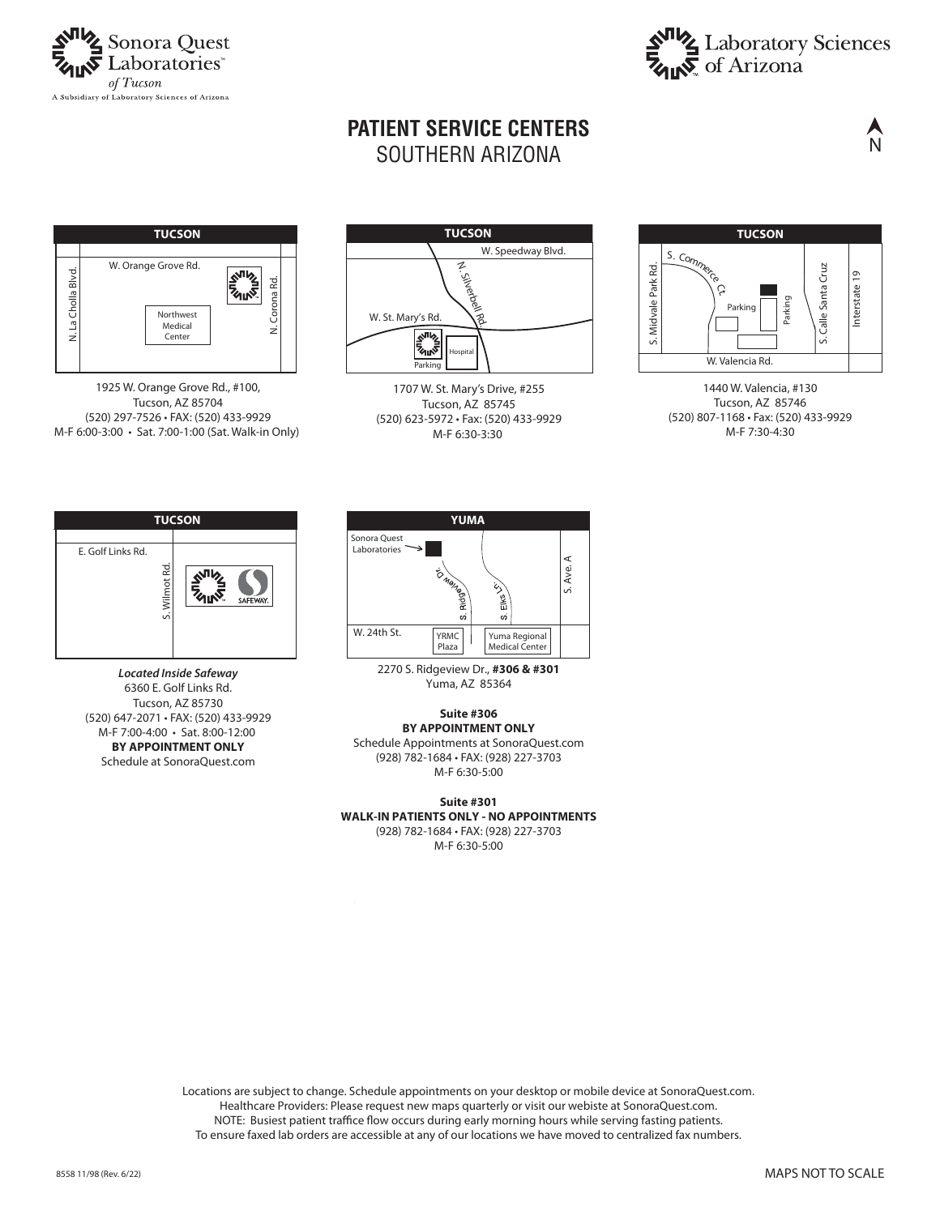Sonora Quest Laboratories™ of Tucson

A Subsidiary of Laboratory Sciences of Arizona

Laboratory Sciences of Arizona

# PATIENT SERVICE CENTERS
## SOUTHERN ARIZONA

N

### TUCSON

W. Orange Grove Rd.
N. La Cholla Blvd.
N. Corona Rd.
Northwest Medical Center

1925 W. Orange Grove Rd., #100,
Tucson, AZ 85704
(520) 297-7526 • FAX: (520) 433-9929
M-F 6:00-3:00 • Sat. 7:00-1:00 (Sat. Walk-in Only)

### TUCSON

W. Speedway Blvd.
N. Silverbell Rd.
W. St. Mary's Rd.
Hospital
Parking

1707 W. St. Mary's Drive, #255
Tucson, AZ 85745
(520) 623-5972 • Fax: (520) 433-9929
M-F 6:30-3:30

### TUCSON

S. Commerce Ct.
S. Midvale Park Rd.
S. Calle Santa Cruz
Interstate 19
Parking
Parking
W. Valencia Rd.

1440 W. Valencia, #130
Tucson, AZ 85746
(520) 807-1168 • Fax: (520) 433-9929
M-F 7:30-4:30

### TUCSON

E. Golf Links Rd.
S. Wilmot Rd.
SAFEWAY.

***Located Inside Safeway***
6360 E. Golf Links Rd.
Tucson, AZ 85730
(520) 647-2071 • FAX: (520) 433-9929
M-F 7:00-4:00 • Sat. 8:00-12:00
**BY APPOINTMENT ONLY**
Schedule at SonoraQuest.com

### YUMA

Sonora Quest Laboratories
S. Ridgeview Dr.
S. Elks Ln.
S. Ave. A
W. 24th St.
YRMC Plaza
Yuma Regional Medical Center

2270 S. Ridgeview Dr., **#306 & #301**
Yuma, AZ 85364

**Suite #306**
**BY APPOINTMENT ONLY**
Schedule Appointments at SonoraQuest.com
(928) 782-1684 • FAX: (928) 227-3703
M-F 6:30-5:00

**Suite #301**
**WALK-IN PATIENTS ONLY - NO APPOINTMENTS**
(928) 782-1684 • FAX: (928) 227-3703
M-F 6:30-5:00

Locations are subject to change. Schedule appointments on your desktop or mobile device at SonoraQuest.com.
Healthcare Providers: Please request new maps quarterly or visit our webiste at SonoraQuest.com.
NOTE: Busiest patient traffice flow occurs during early morning hours while serving fasting patients.
To ensure faxed lab orders are accessible at any of our locations we have moved to centralized fax numbers.

8558 11/98 (Rev. 6/22)

MAPS NOT TO SCALE